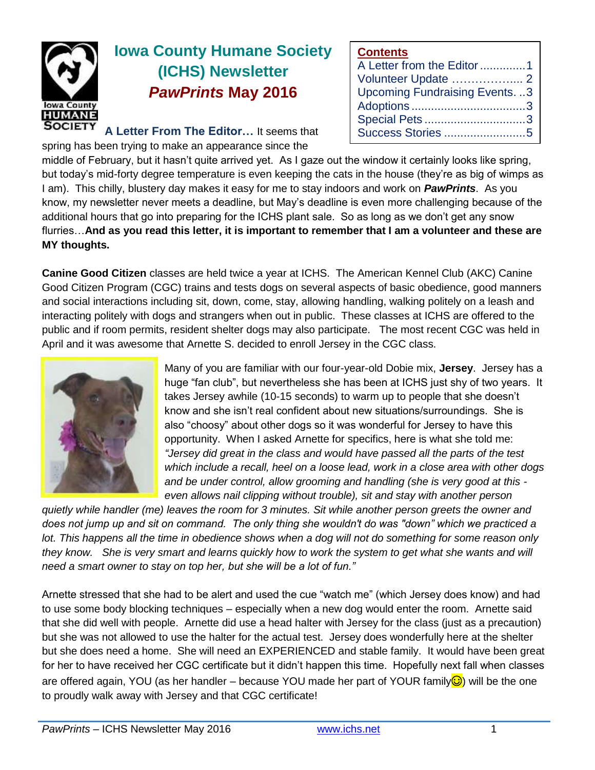# Iowa County Humane Society (ICHS) Newsletter

## *PawPrints* May 2016

**Contents**

- A Letter from the Editor ..............1
- Volunteer Update .................. 2
- Upcoming Fundraising Events. ..3
- Adoptions ..................................3
- Special Pets ...............................3
- Success Stories .........................5

**A Letter From The Editor…** It seems that spring has been trying to make an appearance since the middle of February, but it hasn't quite arrived yet. As I gaze out the window it certainly looks like spring, but today's mid-forty degree temperature is even keeping the cats in the house (they're as big of wimps as I am). This chilly, blustery day makes it easy for me to stay indoors and work on ***PawPrints***. As you know, my newsletter never meets a deadline, but May's deadline is even more challenging because of the additional hours that go into preparing for the ICHS plant sale. So as long as we don't get any snow flurries…**And as you read this letter, it is important to remember that I am a volunteer and these are MY thoughts.**

**Canine Good Citizen** classes are held twice a year at ICHS. The American Kennel Club (AKC) Canine Good Citizen Program (CGC) trains and tests dogs on several aspects of basic obedience, good manners and social interactions including sit, down, come, stay, allowing handling, walking politely on a leash and interacting politely with dogs and strangers when out in public. These classes at ICHS are offered to the public and if room permits, resident shelter dogs may also participate. The most recent CGC was held in April and it was awesome that Arnette S. decided to enroll Jersey in the CGC class.

Many of you are familiar with our four-year-old Dobie mix, **Jersey**. Jersey has a huge "fan club", but nevertheless she has been at ICHS just shy of two years. It takes Jersey awhile (10-15 seconds) to warm up to people that she doesn't know and she isn't real confident about new situations/surroundings. She is also "choosy" about other dogs so it was wonderful for Jersey to have this opportunity. When I asked Arnette for specifics, here is what she told me: *"Jersey did great in the class and would have passed all the parts of the test which include a recall, heel on a loose lead, work in a close area with other dogs and be under control, allow grooming and handling (she is very good at this - even allows nail clipping without trouble), sit and stay with another person quietly while handler (me) leaves the room for 3 minutes. Sit while another person greets the owner and does not jump up and sit on command. The only thing she wouldn't do was "down" which we practiced a lot. This happens all the time in obedience shows when a dog will not do something for some reason only they know. She is very smart and learns quickly how to work the system to get what she wants and will need a smart owner to stay on top her, but she will be a lot of fun."*

Arnette stressed that she had to be alert and used the cue "watch me" (which Jersey does know) and had to use some body blocking techniques – especially when a new dog would enter the room. Arnette said that she did well with people. Arnette did use a head halter with Jersey for the class (just as a precaution) but she was not allowed to use the halter for the actual test. Jersey does wonderfully here at the shelter but she does need a home. She will need an EXPERIENCED and stable family. It would have been great for her to have received her CGC certificate but it didn't happen this time. Hopefully next fall when classes are offered again, YOU (as her handler – because YOU made her part of YOUR family☺) will be the one to proudly walk away with Jersey and that CGC certificate!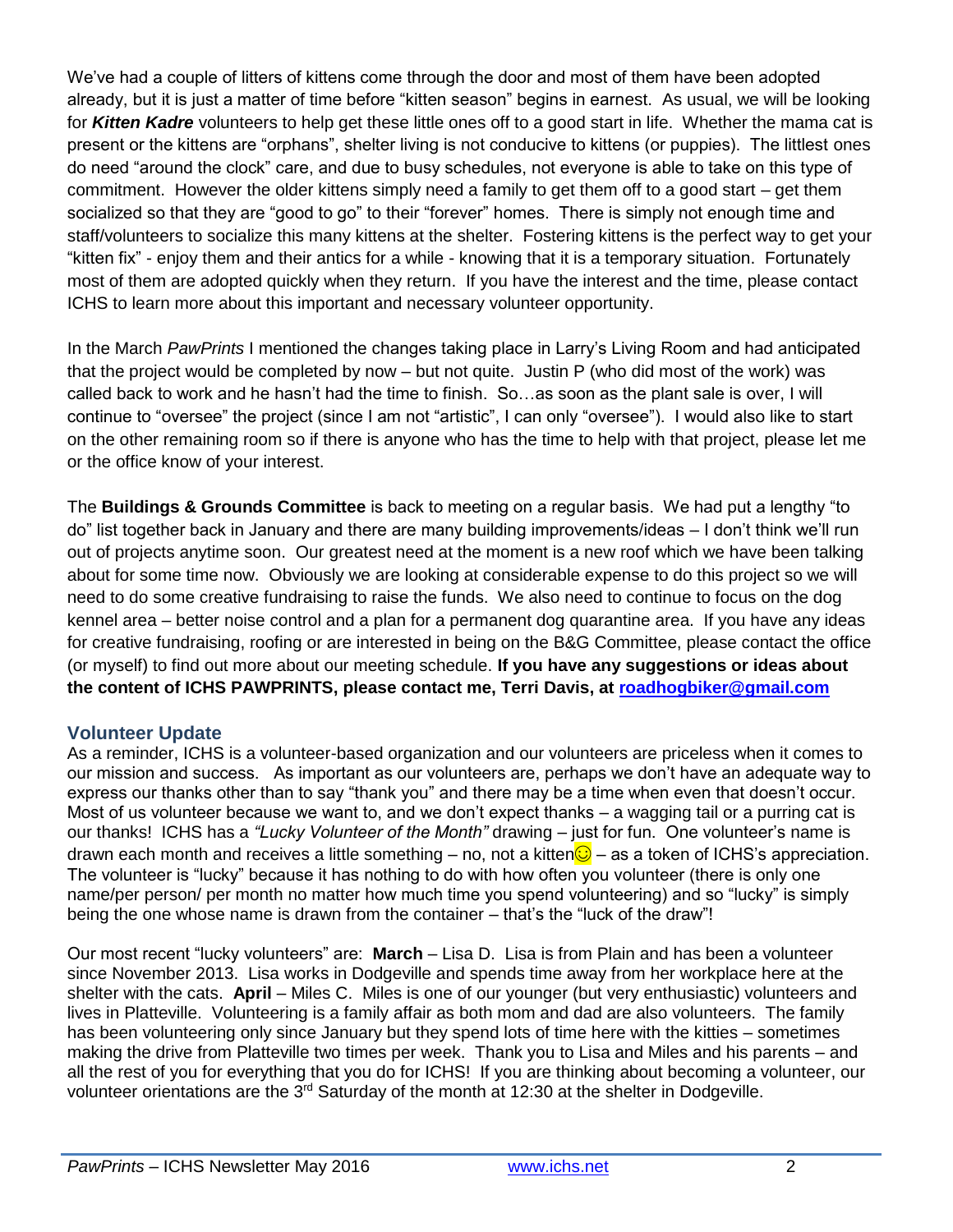We've had a couple of litters of kittens come through the door and most of them have been adopted already, but it is just a matter of time before "kitten season" begins in earnest. As usual, we will be looking for ***Kitten Kadre*** volunteers to help get these little ones off to a good start in life. Whether the mama cat is present or the kittens are "orphans", shelter living is not conducive to kittens (or puppies). The littlest ones do need "around the clock" care, and due to busy schedules, not everyone is able to take on this type of commitment. However the older kittens simply need a family to get them off to a good start – get them socialized so that they are "good to go" to their "forever" homes. There is simply not enough time and staff/volunteers to socialize this many kittens at the shelter. Fostering kittens is the perfect way to get your "kitten fix" - enjoy them and their antics for a while - knowing that it is a temporary situation. Fortunately most of them are adopted quickly when they return. If you have the interest and the time, please contact ICHS to learn more about this important and necessary volunteer opportunity.

In the March *PawPrints* I mentioned the changes taking place in Larry's Living Room and had anticipated that the project would be completed by now – but not quite. Justin P (who did most of the work) was called back to work and he hasn't had the time to finish. So…as soon as the plant sale is over, I will continue to "oversee" the project (since I am not "artistic", I can only "oversee"). I would also like to start on the other remaining room so if there is anyone who has the time to help with that project, please let me or the office know of your interest.

The **Buildings & Grounds Committee** is back to meeting on a regular basis. We had put a lengthy "to do" list together back in January and there are many building improvements/ideas – I don't think we'll run out of projects anytime soon. Our greatest need at the moment is a new roof which we have been talking about for some time now. Obviously we are looking at considerable expense to do this project so we will need to do some creative fundraising to raise the funds. We also need to continue to focus on the dog kennel area – better noise control and a plan for a permanent dog quarantine area. If you have any ideas for creative fundraising, roofing or are interested in being on the B&G Committee, please contact the office (or myself) to find out more about our meeting schedule. **If you have any suggestions or ideas about the content of ICHS PAWPRINTS, please contact me, Terri Davis, at roadhogbiker@gmail.com**

## Volunteer Update

As a reminder, ICHS is a volunteer-based organization and our volunteers are priceless when it comes to our mission and success. As important as our volunteers are, perhaps we don't have an adequate way to express our thanks other than to say "thank you" and there may be a time when even that doesn't occur. Most of us volunteer because we want to, and we don't expect thanks – a wagging tail or a purring cat is our thanks! ICHS has a *"Lucky Volunteer of the Month"* drawing – just for fun. One volunteer's name is drawn each month and receives a little something – no, not a kitten☺ – as a token of ICHS's appreciation. The volunteer is "lucky" because it has nothing to do with how often you volunteer (there is only one name/per person/ per month no matter how much time you spend volunteering) and so "lucky" is simply being the one whose name is drawn from the container – that's the "luck of the draw"!

Our most recent "lucky volunteers" are: **March** – Lisa D. Lisa is from Plain and has been a volunteer since November 2013. Lisa works in Dodgeville and spends time away from her workplace here at the shelter with the cats. **April** – Miles C. Miles is one of our younger (but very enthusiastic) volunteers and lives in Platteville. Volunteering is a family affair as both mom and dad are also volunteers. The family has been volunteering only since January but they spend lots of time here with the kitties – sometimes making the drive from Platteville two times per week. Thank you to Lisa and Miles and his parents – and all the rest of you for everything that you do for ICHS! If you are thinking about becoming a volunteer, our volunteer orientations are the 3rd Saturday of the month at 12:30 at the shelter in Dodgeville.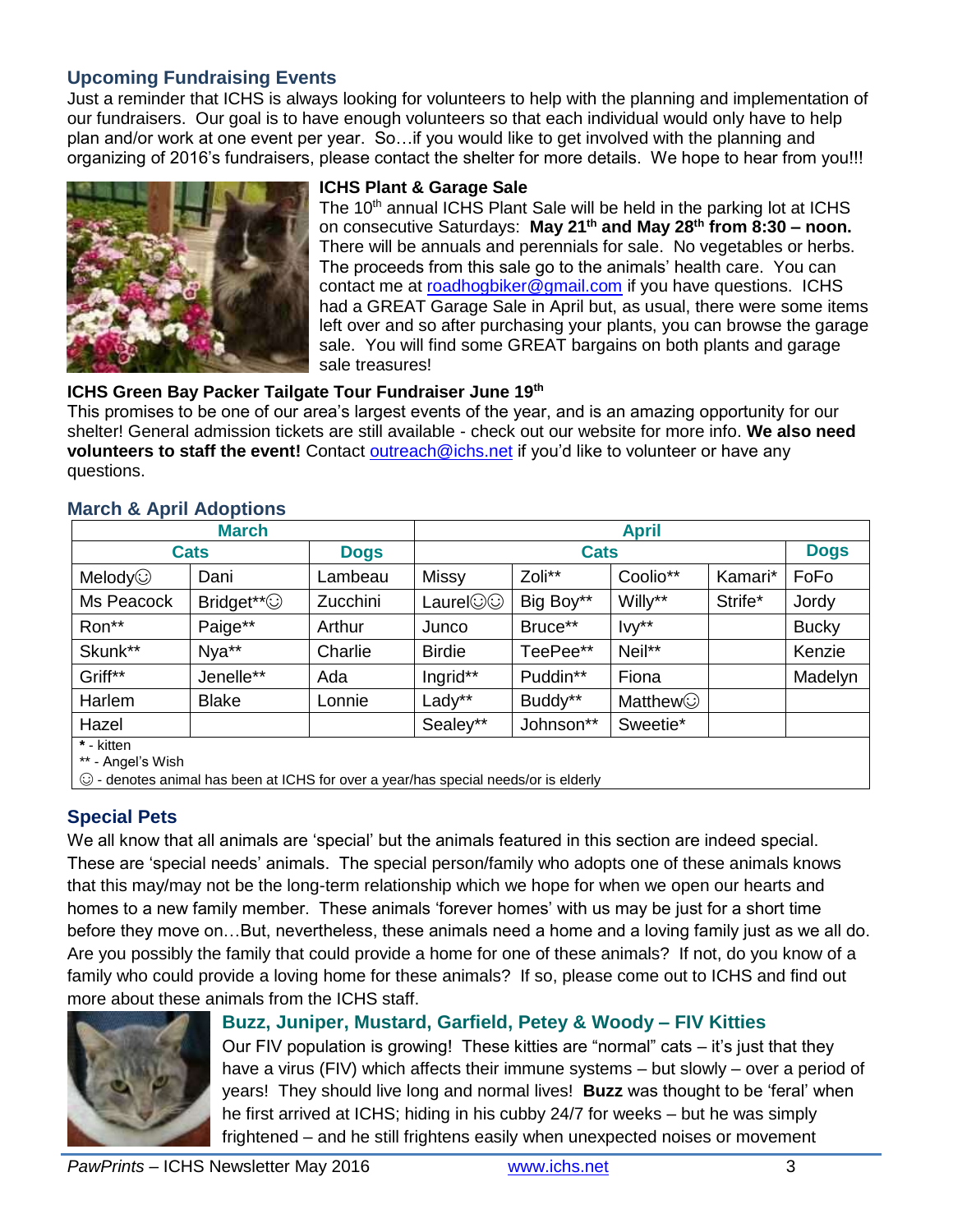## Upcoming Fundraising Events

Just a reminder that ICHS is always looking for volunteers to help with the planning and implementation of our fundraisers. Our goal is to have enough volunteers so that each individual would only have to help plan and/or work at one event per year. So…if you would like to get involved with the planning and organizing of 2016's fundraisers, please contact the shelter for more details. We hope to hear from you!!!

### ICHS Plant & Garage Sale

The 10th annual ICHS Plant Sale will be held in the parking lot at ICHS on consecutive Saturdays: **May 21st and May 28th from 8:30 – noon.** There will be annuals and perennials for sale. No vegetables or herbs. The proceeds from this sale go to the animals' health care. You can contact me at roadhogbiker@gmail.com if you have questions. ICHS had a GREAT Garage Sale in April but, as usual, there were some items left over and so after purchasing your plants, you can browse the garage sale. You will find some GREAT bargains on both plants and garage sale treasures!

### ICHS Green Bay Packer Tailgate Tour Fundraiser June 19th

This promises to be one of our area's largest events of the year, and is an amazing opportunity for our shelter! General admission tickets are still available - check out our website for more info. **We also need volunteers to staff the event!** Contact outreach@ichs.net if you'd like to volunteer or have any questions.

## March & April Adoptions

| March | | | April | | | | |
|---|---|---|---|---|---|---|---|
| Cats | | Dogs | Cats | | | | Dogs |
| Melody☺ | Dani | Lambeau | Missy | Zoli** | Coolio** | Kamari* | FoFo |
| Ms Peacock | Bridget**☺ | Zucchini | Laurel☺☺ | Big Boy** | Willy** | Strife* | Jordy |
| Ron** | Paige** | Arthur | Junco | Bruce** | Ivy** | | Bucky |
| Skunk** | Nya** | Charlie | Birdie | TeePee** | Neil** | | Kenzie |
| Griff** | Jenelle** | Ada | Ingrid** | Puddin** | Fiona | | Madelyn |
| Harlem | Blake | Lonnie | Lady** | Buddy** | Matthew☺ | | |
| Hazel | | | Sealey** | Johnson** | Sweetie* | | |

* - kitten
** - Angel's Wish
☺ - denotes animal has been at ICHS for over a year/has special needs/or is elderly

## Special Pets

We all know that all animals are 'special' but the animals featured in this section are indeed special. These are 'special needs' animals. The special person/family who adopts one of these animals knows that this may/may not be the long-term relationship which we hope for when we open our hearts and homes to a new family member. These animals 'forever homes' with us may be just for a short time before they move on…But, nevertheless, these animals need a home and a loving family just as we all do. Are you possibly the family that could provide a home for one of these animals? If not, do you know of a family who could provide a loving home for these animals? If so, please come out to ICHS and find out more about these animals from the ICHS staff.

### Buzz, Juniper, Mustard, Garfield, Petey & Woody – FIV Kitties

Our FIV population is growing! These kitties are "normal" cats – it's just that they have a virus (FIV) which affects their immune systems – but slowly – over a period of years! They should live long and normal lives! **Buzz** was thought to be 'feral' when he first arrived at ICHS; hiding in his cubby 24/7 for weeks – but he was simply frightened – and he still frightens easily when unexpected noises or movement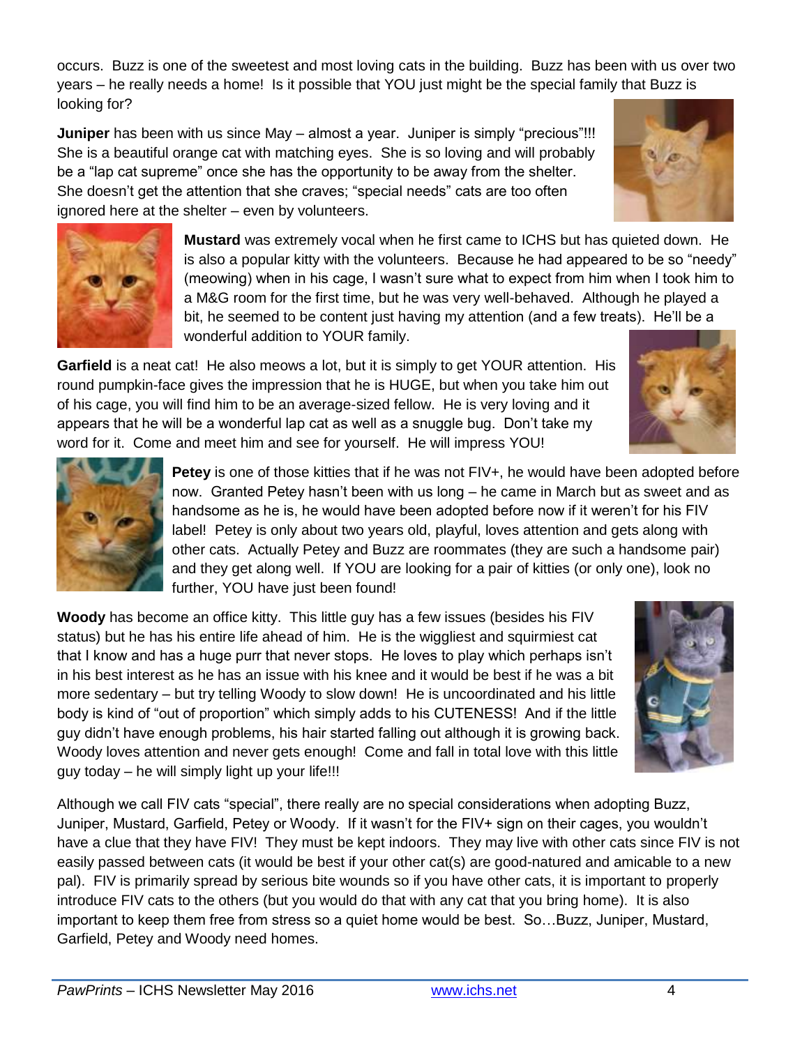occurs. Buzz is one of the sweetest and most loving cats in the building. Buzz has been with us over two years – he really needs a home! Is it possible that YOU just might be the special family that Buzz is looking for?

**Juniper** has been with us since May – almost a year. Juniper is simply "precious"!!! She is a beautiful orange cat with matching eyes. She is so loving and will probably be a "lap cat supreme" once she has the opportunity to be away from the shelter. She doesn't get the attention that she craves; "special needs" cats are too often ignored here at the shelter – even by volunteers.

**Mustard** was extremely vocal when he first came to ICHS but has quieted down. He is also a popular kitty with the volunteers. Because he had appeared to be so "needy" (meowing) when in his cage, I wasn't sure what to expect from him when I took him to a M&G room for the first time, but he was very well-behaved. Although he played a bit, he seemed to be content just having my attention (and a few treats). He'll be a wonderful addition to YOUR family.

**Garfield** is a neat cat! He also meows a lot, but it is simply to get YOUR attention. His round pumpkin-face gives the impression that he is HUGE, but when you take him out of his cage, you will find him to be an average-sized fellow. He is very loving and it appears that he will be a wonderful lap cat as well as a snuggle bug. Don't take my word for it. Come and meet him and see for yourself. He will impress YOU!

**Petey** is one of those kitties that if he was not FIV+, he would have been adopted before now. Granted Petey hasn't been with us long – he came in March but as sweet and as handsome as he is, he would have been adopted before now if it weren't for his FIV label! Petey is only about two years old, playful, loves attention and gets along with other cats. Actually Petey and Buzz are roommates (they are such a handsome pair) and they get along well. If YOU are looking for a pair of kitties (or only one), look no further, YOU have just been found!

**Woody** has become an office kitty. This little guy has a few issues (besides his FIV status) but he has his entire life ahead of him. He is the wiggliest and squirmiest cat that I know and has a huge purr that never stops. He loves to play which perhaps isn't in his best interest as he has an issue with his knee and it would be best if he was a bit more sedentary – but try telling Woody to slow down! He is uncoordinated and his little body is kind of "out of proportion" which simply adds to his CUTENESS! And if the little guy didn't have enough problems, his hair started falling out although it is growing back. Woody loves attention and never gets enough! Come and fall in total love with this little guy today – he will simply light up your life!!!

Although we call FIV cats "special", there really are no special considerations when adopting Buzz, Juniper, Mustard, Garfield, Petey or Woody. If it wasn't for the FIV+ sign on their cages, you wouldn't have a clue that they have FIV! They must be kept indoors. They may live with other cats since FIV is not easily passed between cats (it would be best if your other cat(s) are good-natured and amicable to a new pal). FIV is primarily spread by serious bite wounds so if you have other cats, it is important to properly introduce FIV cats to the others (but you would do that with any cat that you bring home). It is also important to keep them free from stress so a quiet home would be best. So…Buzz, Juniper, Mustard, Garfield, Petey and Woody need homes.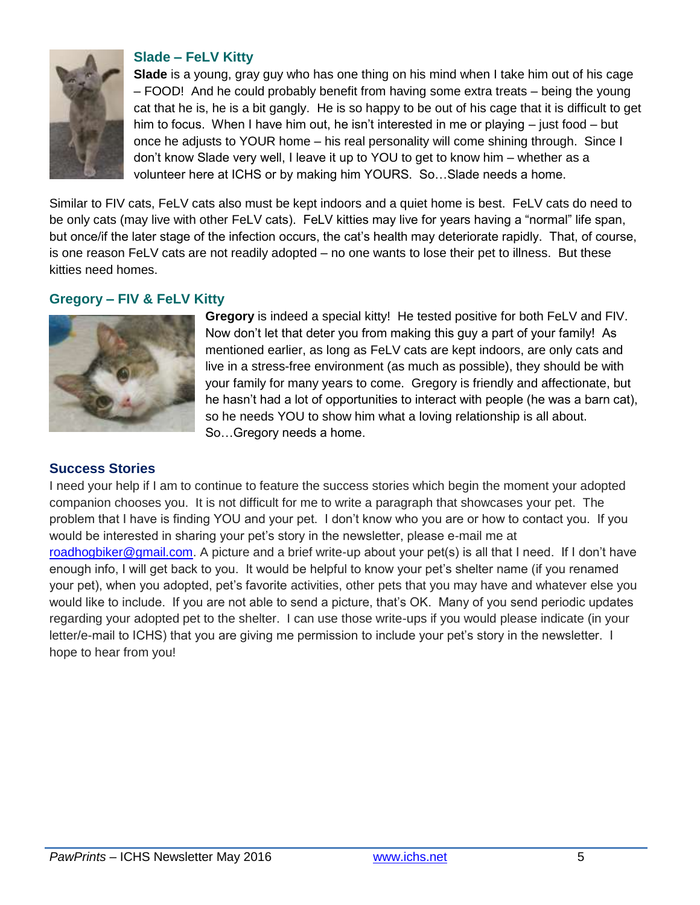### Slade – FeLV Kitty

**Slade** is a young, gray guy who has one thing on his mind when I take him out of his cage – FOOD! And he could probably benefit from having some extra treats – being the young cat that he is, he is a bit gangly. He is so happy to be out of his cage that it is difficult to get him to focus. When I have him out, he isn't interested in me or playing – just food – but once he adjusts to YOUR home – his real personality will come shining through. Since I don't know Slade very well, I leave it up to YOU to get to know him – whether as a volunteer here at ICHS or by making him YOURS. So…Slade needs a home.

Similar to FIV cats, FeLV cats also must be kept indoors and a quiet home is best. FeLV cats do need to be only cats (may live with other FeLV cats). FeLV kitties may live for years having a "normal" life span, but once/if the later stage of the infection occurs, the cat's health may deteriorate rapidly. That, of course, is one reason FeLV cats are not readily adopted – no one wants to lose their pet to illness. But these kitties need homes.

### Gregory – FIV & FeLV Kitty

**Gregory** is indeed a special kitty! He tested positive for both FeLV and FIV. Now don't let that deter you from making this guy a part of your family! As mentioned earlier, as long as FeLV cats are kept indoors, are only cats and live in a stress-free environment (as much as possible), they should be with your family for many years to come. Gregory is friendly and affectionate, but he hasn't had a lot of opportunities to interact with people (he was a barn cat), so he needs YOU to show him what a loving relationship is all about. So…Gregory needs a home.

### Success Stories

I need your help if I am to continue to feature the success stories which begin the moment your adopted companion chooses you. It is not difficult for me to write a paragraph that showcases your pet. The problem that I have is finding YOU and your pet. I don't know who you are or how to contact you. If you would be interested in sharing your pet's story in the newsletter, please e-mail me at roadhogbiker@gmail.com. A picture and a brief write-up about your pet(s) is all that I need. If I don't have enough info, I will get back to you. It would be helpful to know your pet's shelter name (if you renamed your pet), when you adopted, pet's favorite activities, other pets that you may have and whatever else you would like to include. If you are not able to send a picture, that's OK. Many of you send periodic updates regarding your adopted pet to the shelter. I can use those write-ups if you would please indicate (in your letter/e-mail to ICHS) that you are giving me permission to include your pet's story in the newsletter. I hope to hear from you!